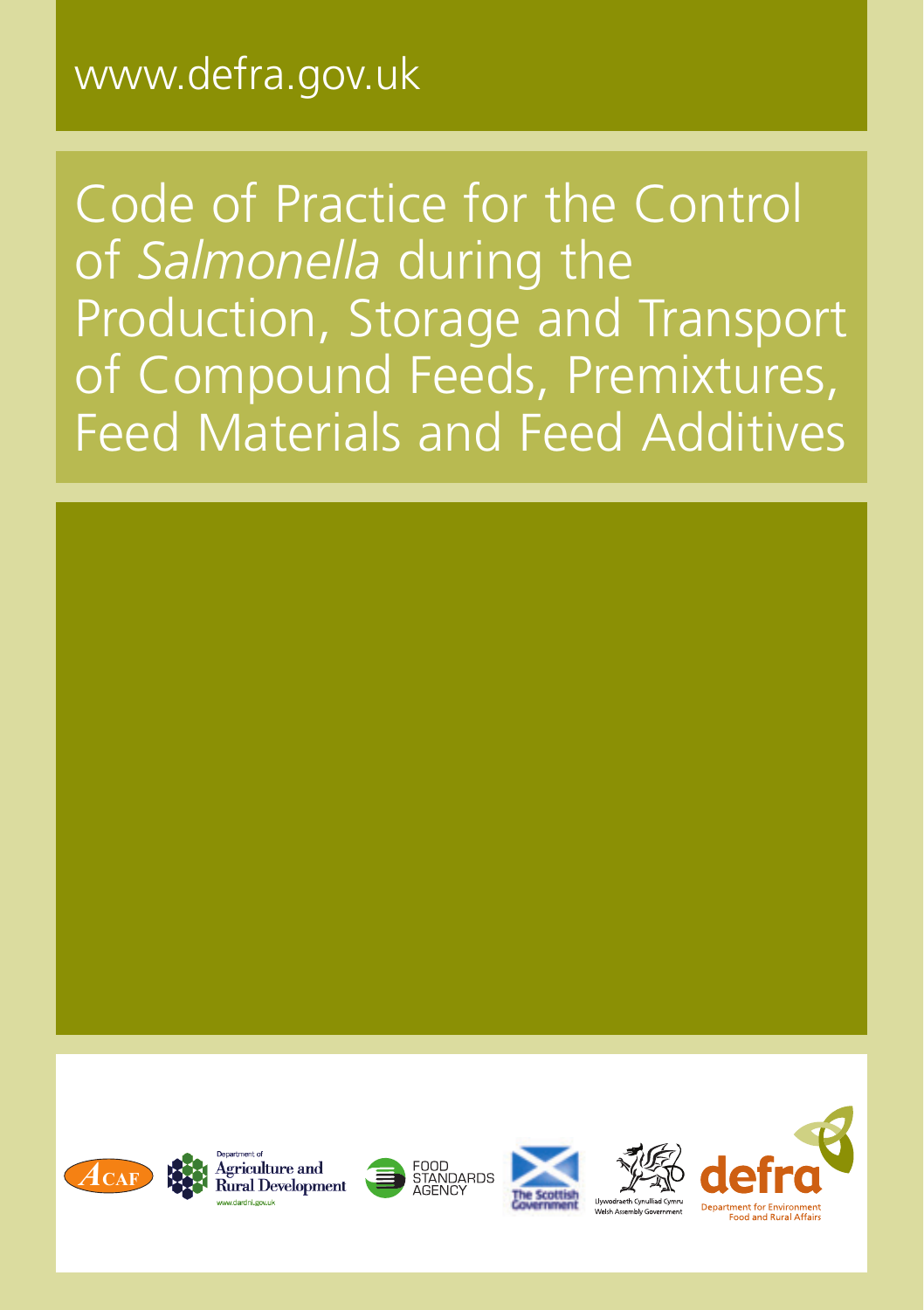www.defra.gov.uk

# Code of Practice for the Control of *Salmonella* during the Production, Storage and Transport of Compound Feeds, Premixtures, Feed Materials and Feed Additives

ACAF

Department of Agriculture and Rural Development
www.dardni.gov.uk

FOOD STANDARDS AGENCY

The Scottish Government

Llywodraeth Cynulliad Cymru
Welsh Assembly Government

defra
Department for Environment Food and Rural Affairs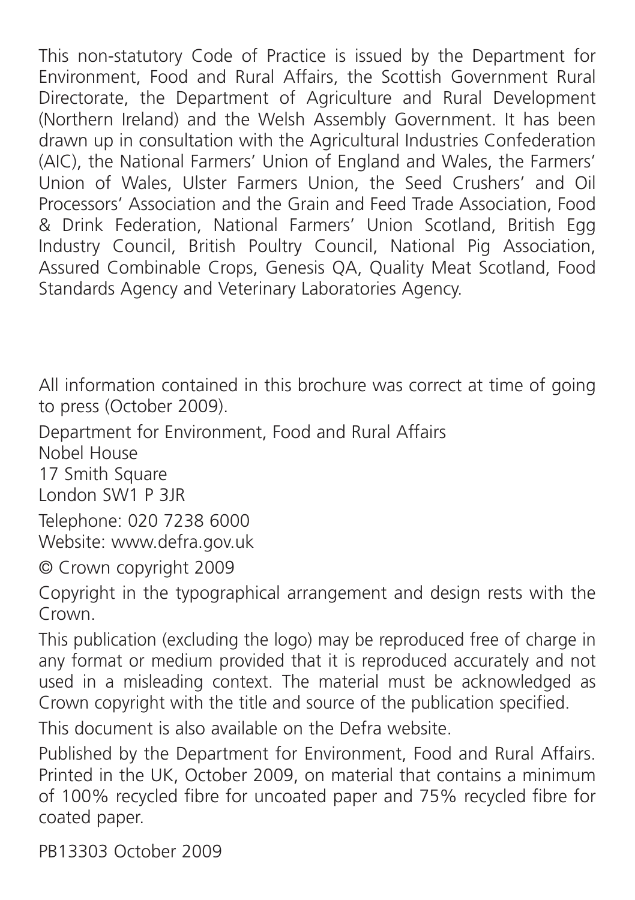This non-statutory Code of Practice is issued by the Department for Environment, Food and Rural Affairs, the Scottish Government Rural Directorate, the Department of Agriculture and Rural Development (Northern Ireland) and the Welsh Assembly Government. It has been drawn up in consultation with the Agricultural Industries Confederation (AIC), the National Farmers' Union of England and Wales, the Farmers' Union of Wales, Ulster Farmers Union, the Seed Crushers' and Oil Processors' Association and the Grain and Feed Trade Association, Food & Drink Federation, National Farmers' Union Scotland, British Egg Industry Council, British Poultry Council, National Pig Association, Assured Combinable Crops, Genesis QA, Quality Meat Scotland, Food Standards Agency and Veterinary Laboratories Agency.

All information contained in this brochure was correct at time of going to press (October 2009).

Department for Environment, Food and Rural Affairs
Nobel House
17 Smith Square
London SW1 P 3JR

Telephone: 020 7238 6000
Website: www.defra.gov.uk

© Crown copyright 2009

Copyright in the typographical arrangement and design rests with the Crown.

This publication (excluding the logo) may be reproduced free of charge in any format or medium provided that it is reproduced accurately and not used in a misleading context. The material must be acknowledged as Crown copyright with the title and source of the publication specified.

This document is also available on the Defra website.

Published by the Department for Environment, Food and Rural Affairs. Printed in the UK, October 2009, on material that contains a minimum of 100% recycled fibre for uncoated paper and 75% recycled fibre for coated paper.

PB13303 October 2009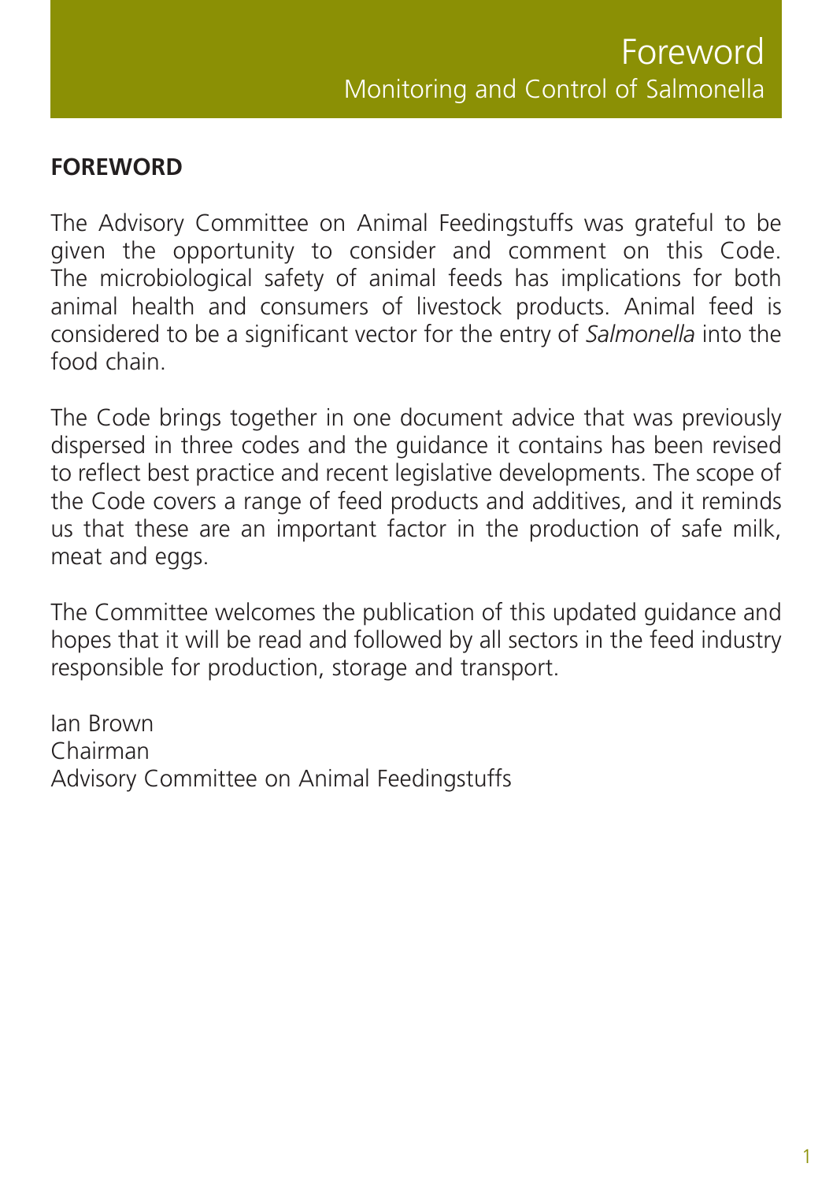## FOREWORD

The Advisory Committee on Animal Feedingstuffs was grateful to be given the opportunity to consider and comment on this Code. The microbiological safety of animal feeds has implications for both animal health and consumers of livestock products. Animal feed is considered to be a significant vector for the entry of *Salmonella* into the food chain.

The Code brings together in one document advice that was previously dispersed in three codes and the guidance it contains has been revised to reflect best practice and recent legislative developments. The scope of the Code covers a range of feed products and additives, and it reminds us that these are an important factor in the production of safe milk, meat and eggs.

The Committee welcomes the publication of this updated guidance and hopes that it will be read and followed by all sectors in the feed industry responsible for production, storage and transport.

Ian Brown  
Chairman  
Advisory Committee on Animal Feedingstuffs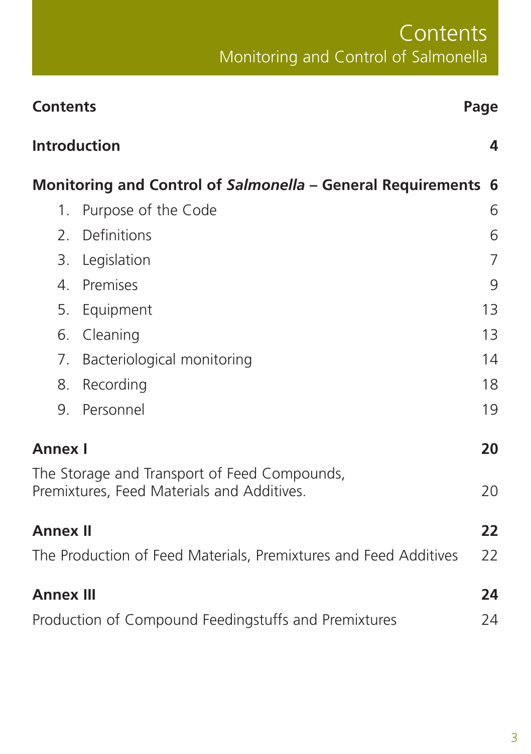# Contents

## Monitoring and Control of Salmonella

| **Contents** | **Page** |
| --- | --- |
| **Introduction** | **4** |
| **Monitoring and Control of *Salmonella* – General Requirements** | **6** |
| 1. Purpose of the Code | 6 |
| 2. Definitions | 6 |
| 3. Legislation | 7 |
| 4. Premises | 9 |
| 5. Equipment | 13 |
| 6. Cleaning | 13 |
| 7. Bacteriological monitoring | 14 |
| 8. Recording | 18 |
| 9. Personnel | 19 |
| **Annex I** | **20** |
| The Storage and Transport of Feed Compounds, Premixtures, Feed Materials and Additives. | 20 |
| **Annex II** | **22** |
| The Production of Feed Materials, Premixtures and Feed Additives | 22 |
| **Annex III** | **24** |
| Production of Compound Feedingstuffs and Premixtures | 24 |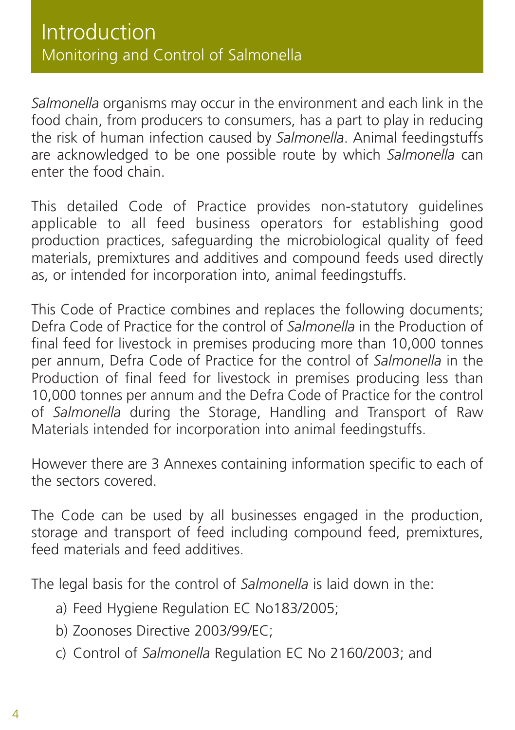# Introduction

## Monitoring and Control of Salmonella

*Salmonella* organisms may occur in the environment and each link in the food chain, from producers to consumers, has a part to play in reducing the risk of human infection caused by *Salmonella*. Animal feedingstuffs are acknowledged to be one possible route by which *Salmonella* can enter the food chain.

This detailed Code of Practice provides non-statutory guidelines applicable to all feed business operators for establishing good production practices, safeguarding the microbiological quality of feed materials, premixtures and additives and compound feeds used directly as, or intended for incorporation into, animal feedingstuffs.

This Code of Practice combines and replaces the following documents; Defra Code of Practice for the control of *Salmonella* in the Production of final feed for livestock in premises producing more than 10,000 tonnes per annum, Defra Code of Practice for the control of *Salmonella* in the Production of final feed for livestock in premises producing less than 10,000 tonnes per annum and the Defra Code of Practice for the control of *Salmonella* during the Storage, Handling and Transport of Raw Materials intended for incorporation into animal feedingstuffs.

However there are 3 Annexes containing information specific to each of the sectors covered.

The Code can be used by all businesses engaged in the production, storage and transport of feed including compound feed, premixtures, feed materials and feed additives.

The legal basis for the control of *Salmonella* is laid down in the:

a) Feed Hygiene Regulation EC No183/2005;

b) Zoonoses Directive 2003/99/EC;

c) Control of *Salmonella* Regulation EC No 2160/2003; and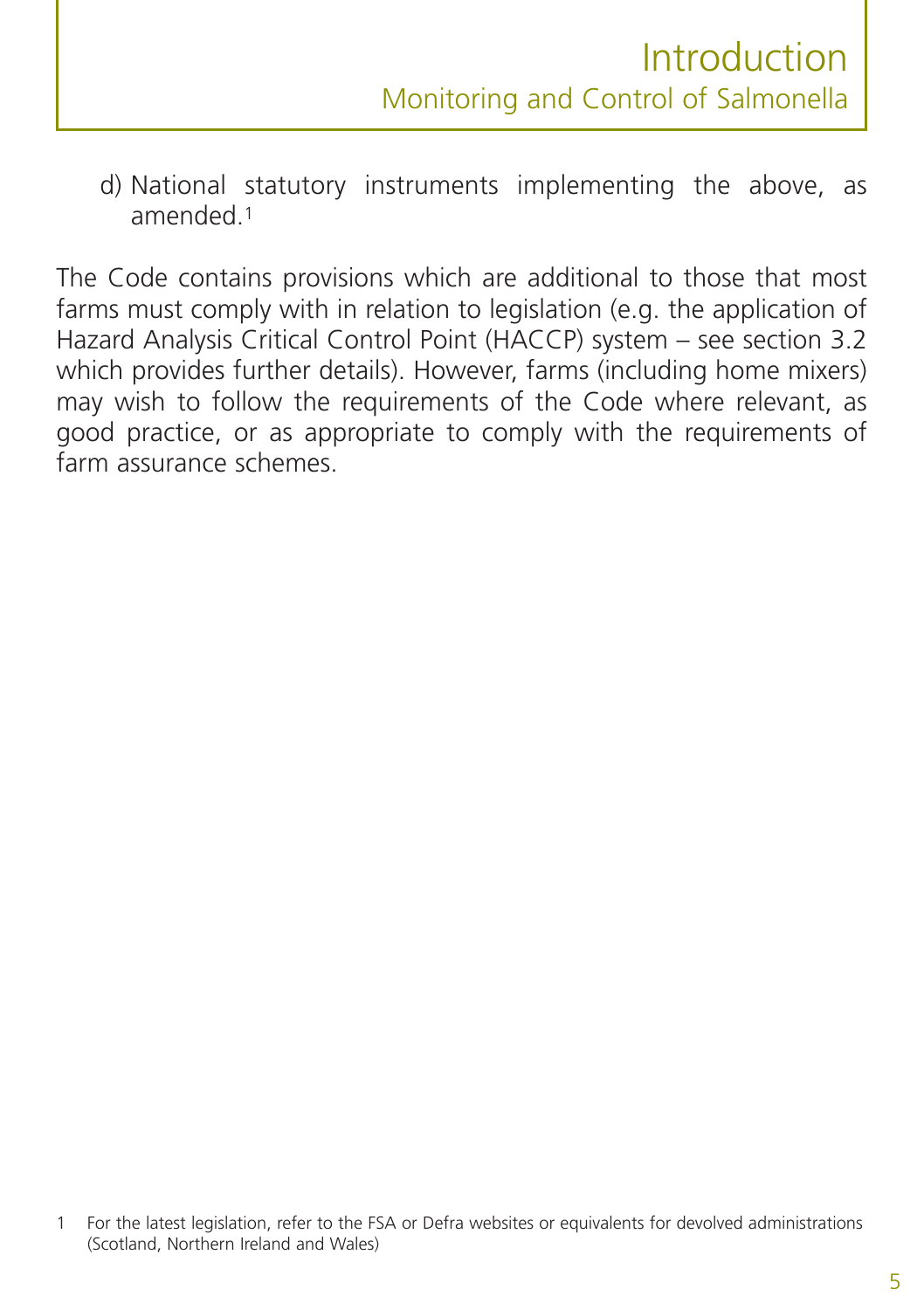d) National statutory instruments implementing the above, as amended.[1]

The Code contains provisions which are additional to those that most farms must comply with in relation to legislation (e.g. the application of Hazard Analysis Critical Control Point (HACCP) system – see section 3.2 which provides further details). However, farms (including home mixers) may wish to follow the requirements of the Code where relevant, as good practice, or as appropriate to comply with the requirements of farm assurance schemes.

1 For the latest legislation, refer to the FSA or Defra websites or equivalents for devolved administrations (Scotland, Northern Ireland and Wales)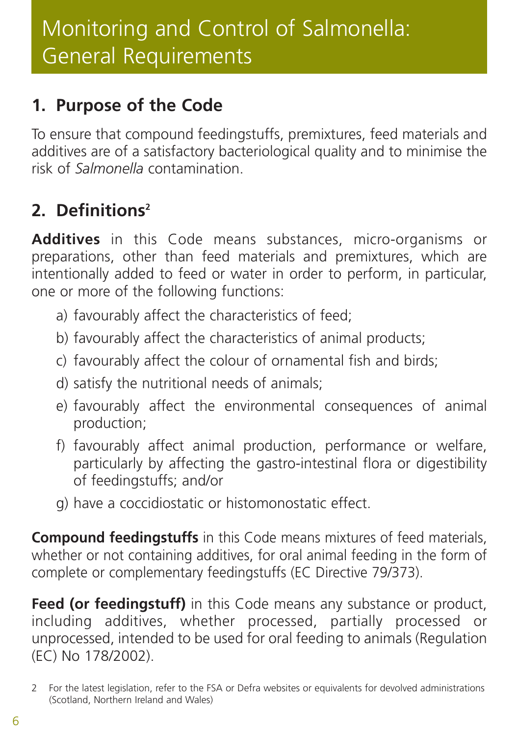# Monitoring and Control of Salmonella: General Requirements

## 1. Purpose of the Code

To ensure that compound feedingstuffs, premixtures, feed materials and additives are of a satisfactory bacteriological quality and to minimise the risk of *Salmonella* contamination.

## 2. Definitions[2]

**Additives** in this Code means substances, micro-organisms or preparations, other than feed materials and premixtures, which are intentionally added to feed or water in order to perform, in particular, one or more of the following functions:

a) favourably affect the characteristics of feed;

b) favourably affect the characteristics of animal products;

c) favourably affect the colour of ornamental fish and birds;

d) satisfy the nutritional needs of animals;

e) favourably affect the environmental consequences of animal production;

f) favourably affect animal production, performance or welfare, particularly by affecting the gastro-intestinal flora or digestibility of feedingstuffs; and/or

g) have a coccidiostatic or histomonostatic effect.

**Compound feedingstuffs** in this Code means mixtures of feed materials, whether or not containing additives, for oral animal feeding in the form of complete or complementary feedingstuffs (EC Directive 79/373).

**Feed (or feedingstuff)** in this Code means any substance or product, including additives, whether processed, partially processed or unprocessed, intended to be used for oral feeding to animals (Regulation (EC) No 178/2002).

2 For the latest legislation, refer to the FSA or Defra websites or equivalents for devolved administrations (Scotland, Northern Ireland and Wales)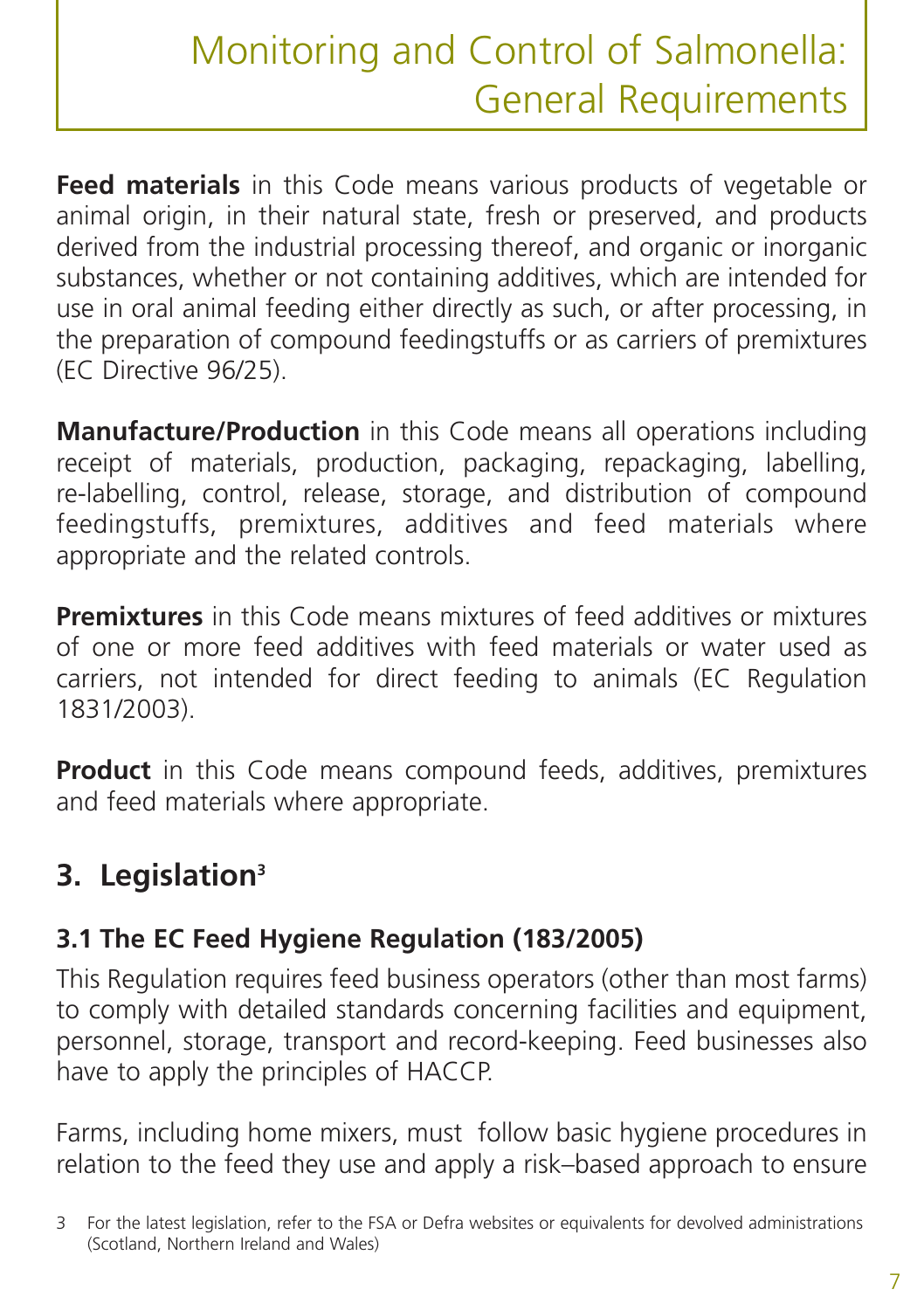**Feed materials** in this Code means various products of vegetable or animal origin, in their natural state, fresh or preserved, and products derived from the industrial processing thereof, and organic or inorganic substances, whether or not containing additives, which are intended for use in oral animal feeding either directly as such, or after processing, in the preparation of compound feedingstuffs or as carriers of premixtures (EC Directive 96/25).

**Manufacture/Production** in this Code means all operations including receipt of materials, production, packaging, repackaging, labelling, re-labelling, control, release, storage, and distribution of compound feedingstuffs, premixtures, additives and feed materials where appropriate and the related controls.

**Premixtures** in this Code means mixtures of feed additives or mixtures of one or more feed additives with feed materials or water used as carriers, not intended for direct feeding to animals (EC Regulation 1831/2003).

**Product** in this Code means compound feeds, additives, premixtures and feed materials where appropriate.

## 3. Legislation[3]

### 3.1 The EC Feed Hygiene Regulation (183/2005)

This Regulation requires feed business operators (other than most farms) to comply with detailed standards concerning facilities and equipment, personnel, storage, transport and record-keeping. Feed businesses also have to apply the principles of HACCP.

Farms, including home mixers, must follow basic hygiene procedures in relation to the feed they use and apply a risk–based approach to ensure

3 For the latest legislation, refer to the FSA or Defra websites or equivalents for devolved administrations (Scotland, Northern Ireland and Wales)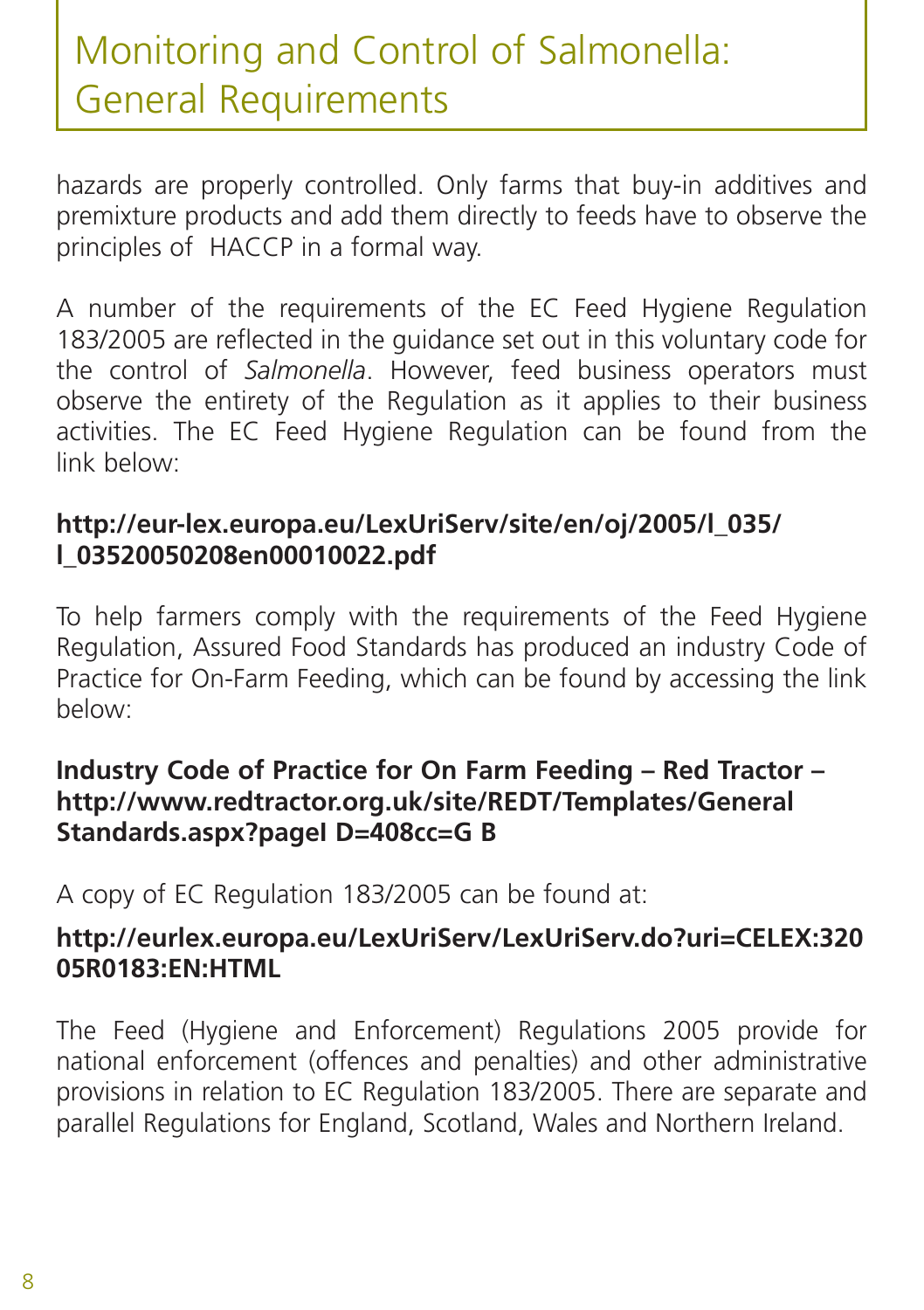# Monitoring and Control of Salmonella: General Requirements

hazards are properly controlled. Only farms that buy-in additives and premixture products and add them directly to feeds have to observe the principles of HACCP in a formal way.

A number of the requirements of the EC Feed Hygiene Regulation 183/2005 are reflected in the guidance set out in this voluntary code for the control of *Salmonella*. However, feed business operators must observe the entirety of the Regulation as it applies to their business activities. The EC Feed Hygiene Regulation can be found from the link below:

**http://eur-lex.europa.eu/LexUriServ/site/en/oj/2005/l_035/l_03520050208en00010022.pdf**

To help farmers comply with the requirements of the Feed Hygiene Regulation, Assured Food Standards has produced an industry Code of Practice for On-Farm Feeding, which can be found by accessing the link below:

**Industry Code of Practice for On Farm Feeding – Red Tractor – http://www.redtractor.org.uk/site/REDT/Templates/General Standards.aspx?pageI D=408cc=G B**

A copy of EC Regulation 183/2005 can be found at:

**http://eurlex.europa.eu/LexUriServ/LexUriServ.do?uri=CELEX:32005R0183:EN:HTML**

The Feed (Hygiene and Enforcement) Regulations 2005 provide for national enforcement (offences and penalties) and other administrative provisions in relation to EC Regulation 183/2005. There are separate and parallel Regulations for England, Scotland, Wales and Northern Ireland.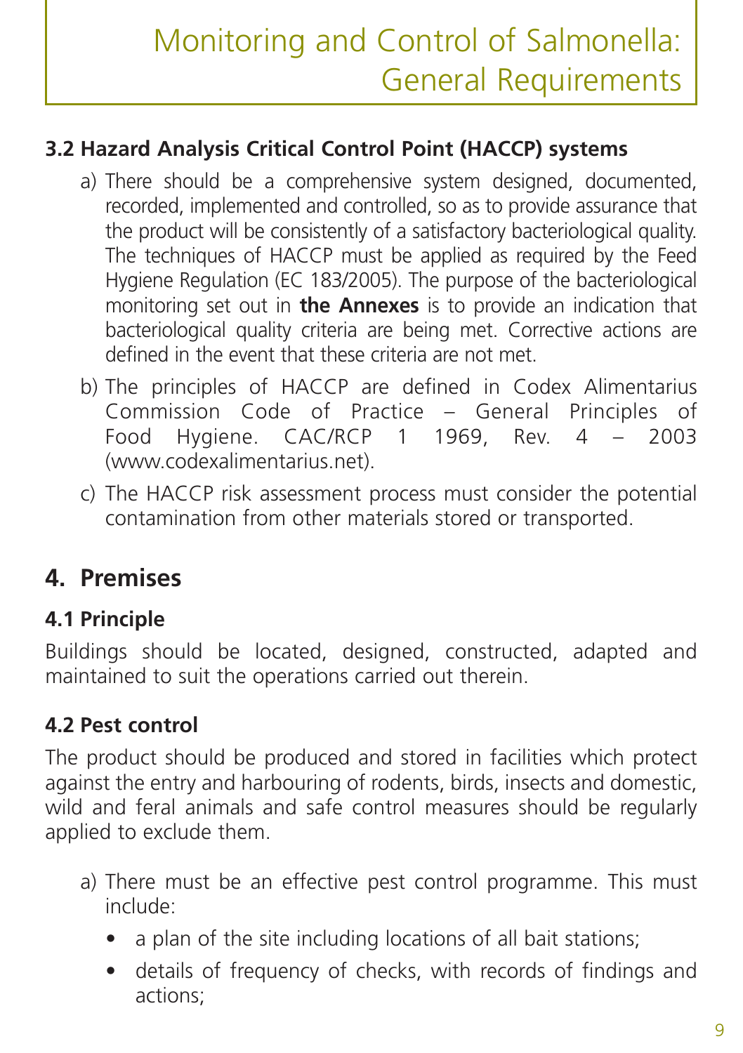### 3.2 Hazard Analysis Critical Control Point (HACCP) systems

a) There should be a comprehensive system designed, documented, recorded, implemented and controlled, so as to provide assurance that the product will be consistently of a satisfactory bacteriological quality. The techniques of HACCP must be applied as required by the Feed Hygiene Regulation (EC 183/2005). The purpose of the bacteriological monitoring set out in **the Annexes** is to provide an indication that bacteriological quality criteria are being met. Corrective actions are defined in the event that these criteria are not met.

b) The principles of HACCP are defined in Codex Alimentarius Commission Code of Practice – General Principles of Food Hygiene. CAC/RCP 1 1969, Rev. 4 – 2003 (www.codexalimentarius.net).

c) The HACCP risk assessment process must consider the potential contamination from other materials stored or transported.

## 4. Premises

### 4.1 Principle

Buildings should be located, designed, constructed, adapted and maintained to suit the operations carried out therein.

### 4.2 Pest control

The product should be produced and stored in facilities which protect against the entry and harbouring of rodents, birds, insects and domestic, wild and feral animals and safe control measures should be regularly applied to exclude them.

a) There must be an effective pest control programme. This must include:

- a plan of the site including locations of all bait stations;
- details of frequency of checks, with records of findings and actions;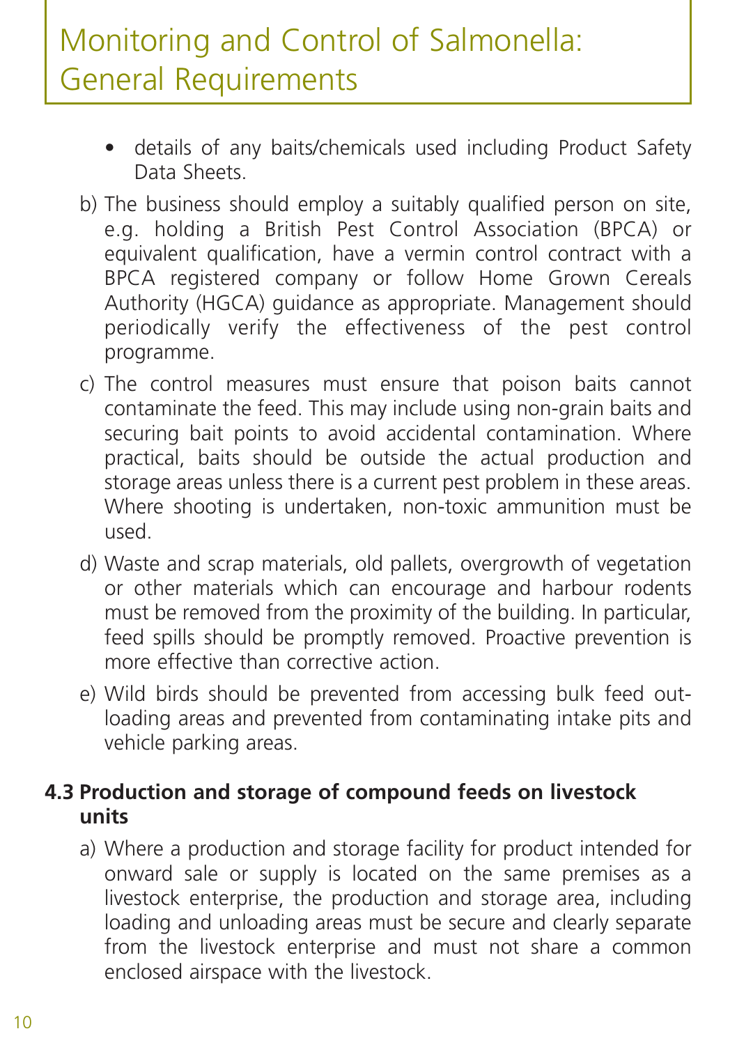- details of any baits/chemicals used including Product Safety Data Sheets.

b) The business should employ a suitably qualified person on site, e.g. holding a British Pest Control Association (BPCA) or equivalent qualification, have a vermin control contract with a BPCA registered company or follow Home Grown Cereals Authority (HGCA) guidance as appropriate. Management should periodically verify the effectiveness of the pest control programme.

c) The control measures must ensure that poison baits cannot contaminate the feed. This may include using non-grain baits and securing bait points to avoid accidental contamination. Where practical, baits should be outside the actual production and storage areas unless there is a current pest problem in these areas. Where shooting is undertaken, non-toxic ammunition must be used.

d) Waste and scrap materials, old pallets, overgrowth of vegetation or other materials which can encourage and harbour rodents must be removed from the proximity of the building. In particular, feed spills should be promptly removed. Proactive prevention is more effective than corrective action.

e) Wild birds should be prevented from accessing bulk feed out-loading areas and prevented from contaminating intake pits and vehicle parking areas.

### 4.3 Production and storage of compound feeds on livestock units

a) Where a production and storage facility for product intended for onward sale or supply is located on the same premises as a livestock enterprise, the production and storage area, including loading and unloading areas must be secure and clearly separate from the livestock enterprise and must not share a common enclosed airspace with the livestock.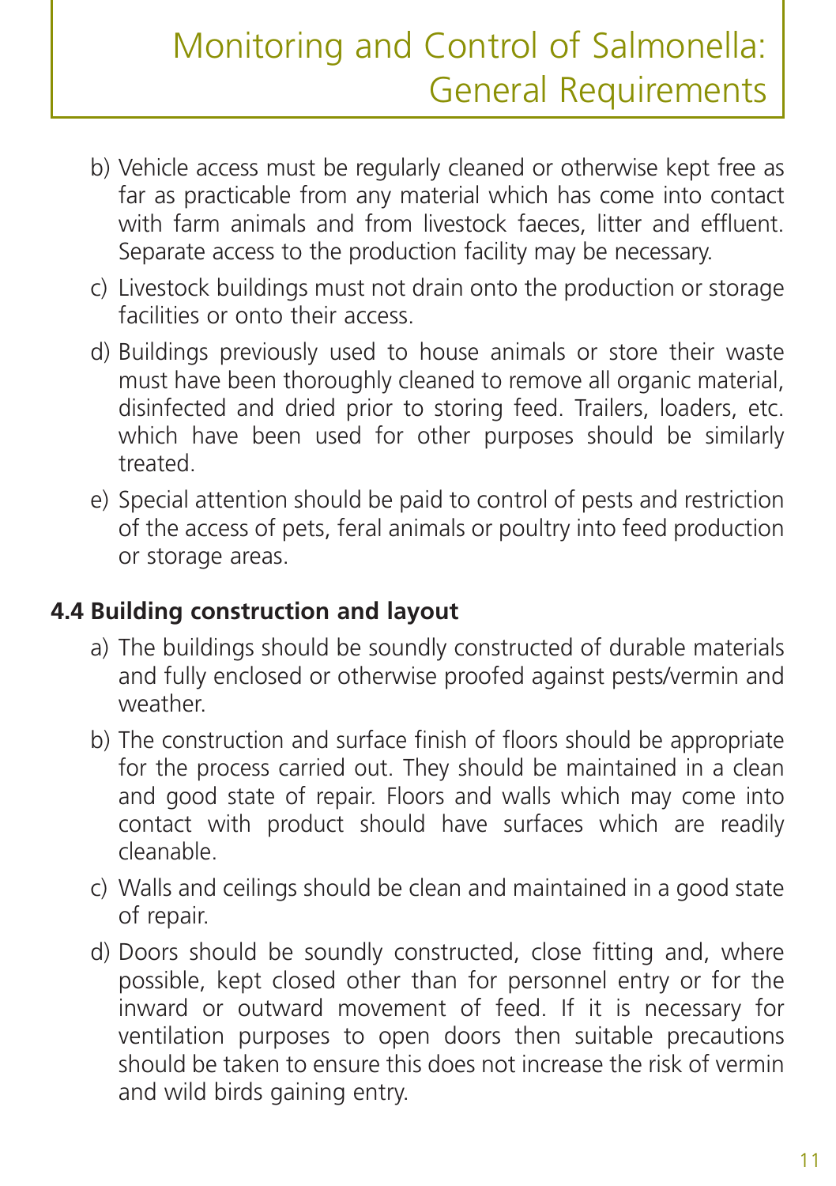b) Vehicle access must be regularly cleaned or otherwise kept free as far as practicable from any material which has come into contact with farm animals and from livestock faeces, litter and effluent. Separate access to the production facility may be necessary.

c) Livestock buildings must not drain onto the production or storage facilities or onto their access.

d) Buildings previously used to house animals or store their waste must have been thoroughly cleaned to remove all organic material, disinfected and dried prior to storing feed. Trailers, loaders, etc. which have been used for other purposes should be similarly treated.

e) Special attention should be paid to control of pests and restriction of the access of pets, feral animals or poultry into feed production or storage areas.

### 4.4 Building construction and layout

a) The buildings should be soundly constructed of durable materials and fully enclosed or otherwise proofed against pests/vermin and weather.

b) The construction and surface finish of floors should be appropriate for the process carried out. They should be maintained in a clean and good state of repair. Floors and walls which may come into contact with product should have surfaces which are readily cleanable.

c) Walls and ceilings should be clean and maintained in a good state of repair.

d) Doors should be soundly constructed, close fitting and, where possible, kept closed other than for personnel entry or for the inward or outward movement of feed. If it is necessary for ventilation purposes to open doors then suitable precautions should be taken to ensure this does not increase the risk of vermin and wild birds gaining entry.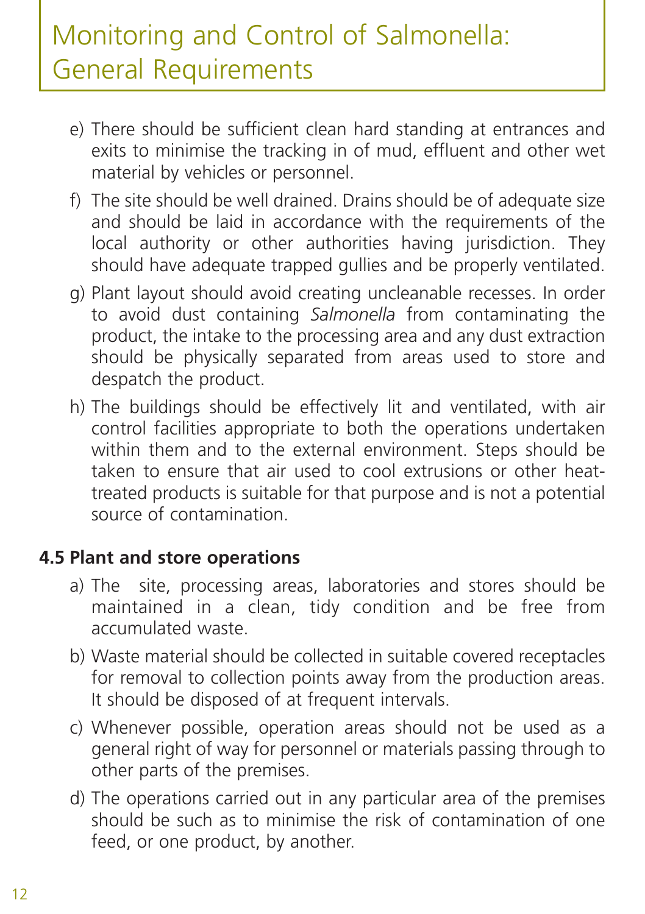e) There should be sufficient clean hard standing at entrances and exits to minimise the tracking in of mud, effluent and other wet material by vehicles or personnel.

f) The site should be well drained. Drains should be of adequate size and should be laid in accordance with the requirements of the local authority or other authorities having jurisdiction. They should have adequate trapped gullies and be properly ventilated.

g) Plant layout should avoid creating uncleanable recesses. In order to avoid dust containing *Salmonella* from contaminating the product, the intake to the processing area and any dust extraction should be physically separated from areas used to store and despatch the product.

h) The buildings should be effectively lit and ventilated, with air control facilities appropriate to both the operations undertaken within them and to the external environment. Steps should be taken to ensure that air used to cool extrusions or other heat-treated products is suitable for that purpose and is not a potential source of contamination.

### 4.5 Plant and store operations

a) The site, processing areas, laboratories and stores should be maintained in a clean, tidy condition and be free from accumulated waste.

b) Waste material should be collected in suitable covered receptacles for removal to collection points away from the production areas. It should be disposed of at frequent intervals.

c) Whenever possible, operation areas should not be used as a general right of way for personnel or materials passing through to other parts of the premises.

d) The operations carried out in any particular area of the premises should be such as to minimise the risk of contamination of one feed, or one product, by another.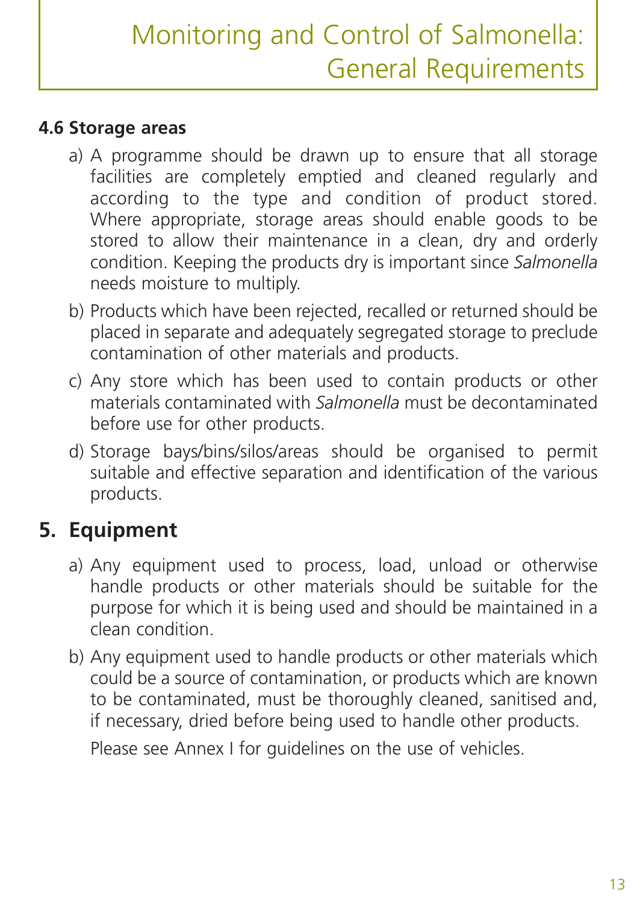#### 4.6 Storage areas

a) A programme should be drawn up to ensure that all storage facilities are completely emptied and cleaned regularly and according to the type and condition of product stored. Where appropriate, storage areas should enable goods to be stored to allow their maintenance in a clean, dry and orderly condition. Keeping the products dry is important since *Salmonella* needs moisture to multiply.

b) Products which have been rejected, recalled or returned should be placed in separate and adequately segregated storage to preclude contamination of other materials and products.

c) Any store which has been used to contain products or other materials contaminated with *Salmonella* must be decontaminated before use for other products.

d) Storage bays/bins/silos/areas should be organised to permit suitable and effective separation and identification of the various products.

## 5. Equipment

a) Any equipment used to process, load, unload or otherwise handle products or other materials should be suitable for the purpose for which it is being used and should be maintained in a clean condition.

b) Any equipment used to handle products or other materials which could be a source of contamination, or products which are known to be contaminated, must be thoroughly cleaned, sanitised and, if necessary, dried before being used to handle other products.

Please see Annex I for guidelines on the use of vehicles.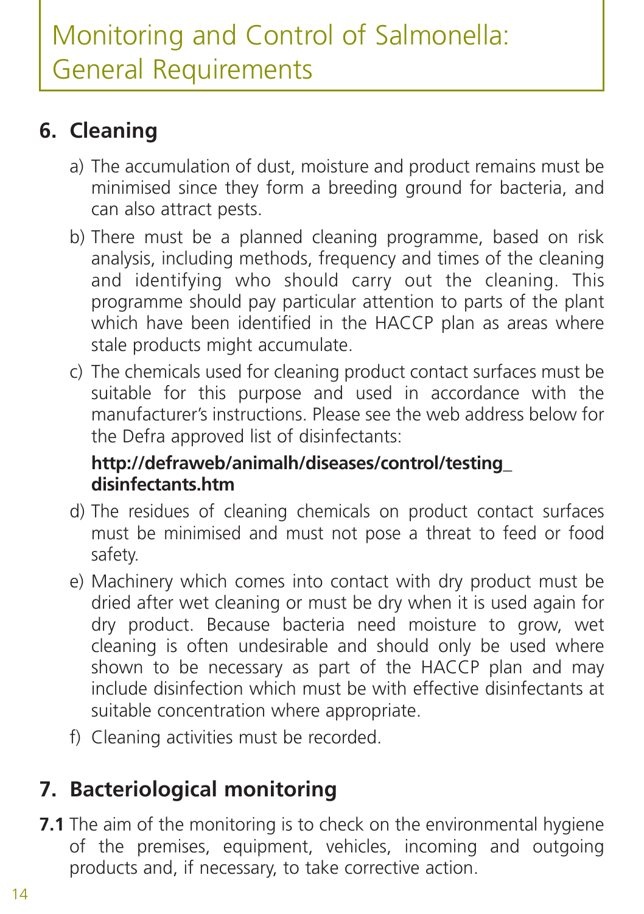# Monitoring and Control of Salmonella: General Requirements

## 6. Cleaning

a) The accumulation of dust, moisture and product remains must be minimised since they form a breeding ground for bacteria, and can also attract pests.

b) There must be a planned cleaning programme, based on risk analysis, including methods, frequency and times of the cleaning and identifying who should carry out the cleaning. This programme should pay particular attention to parts of the plant which have been identified in the HACCP plan as areas where stale products might accumulate.

c) The chemicals used for cleaning product contact surfaces must be suitable for this purpose and used in accordance with the manufacturer's instructions. Please see the web address below for the Defra approved list of disinfectants:

   **http://defraweb/animalh/diseases/control/testing_disinfectants.htm**

d) The residues of cleaning chemicals on product contact surfaces must be minimised and must not pose a threat to feed or food safety.

e) Machinery which comes into contact with dry product must be dried after wet cleaning or must be dry when it is used again for dry product. Because bacteria need moisture to grow, wet cleaning is often undesirable and should only be used where shown to be necessary as part of the HACCP plan and may include disinfection which must be with effective disinfectants at suitable concentration where appropriate.

f) Cleaning activities must be recorded.

## 7. Bacteriological monitoring

**7.1** The aim of the monitoring is to check on the environmental hygiene of the premises, equipment, vehicles, incoming and outgoing products and, if necessary, to take corrective action.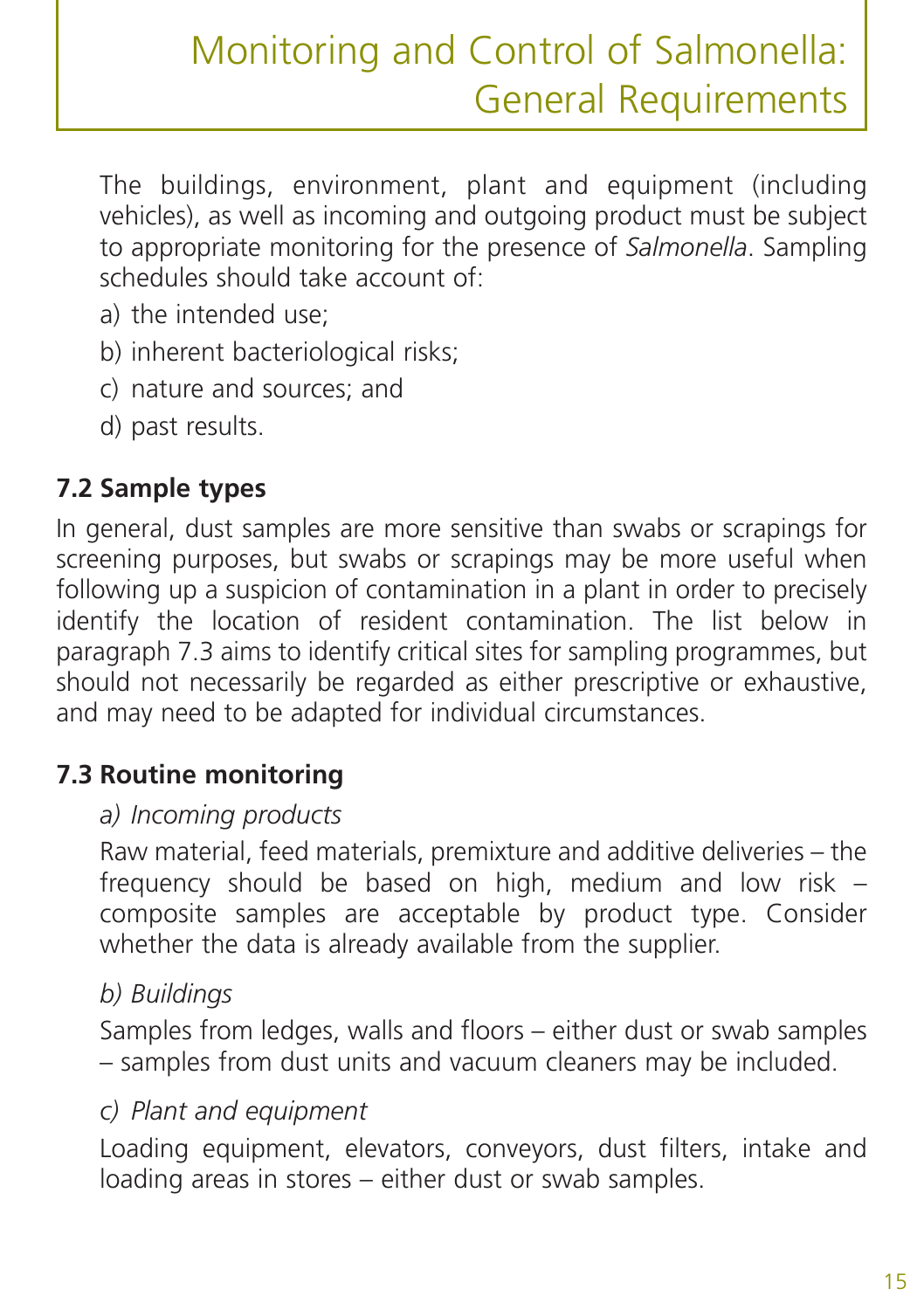The buildings, environment, plant and equipment (including vehicles), as well as incoming and outgoing product must be subject to appropriate monitoring for the presence of *Salmonella*. Sampling schedules should take account of:

a) the intended use;

b) inherent bacteriological risks;

c) nature and sources; and

d) past results.

### 7.2 Sample types

In general, dust samples are more sensitive than swabs or scrapings for screening purposes, but swabs or scrapings may be more useful when following up a suspicion of contamination in a plant in order to precisely identify the location of resident contamination. The list below in paragraph 7.3 aims to identify critical sites for sampling programmes, but should not necessarily be regarded as either prescriptive or exhaustive, and may need to be adapted for individual circumstances.

### 7.3 Routine monitoring

*a) Incoming products*

Raw material, feed materials, premixture and additive deliveries – the frequency should be based on high, medium and low risk – composite samples are acceptable by product type. Consider whether the data is already available from the supplier.

*b) Buildings*

Samples from ledges, walls and floors – either dust or swab samples – samples from dust units and vacuum cleaners may be included.

*c) Plant and equipment*

Loading equipment, elevators, conveyors, dust filters, intake and loading areas in stores – either dust or swab samples.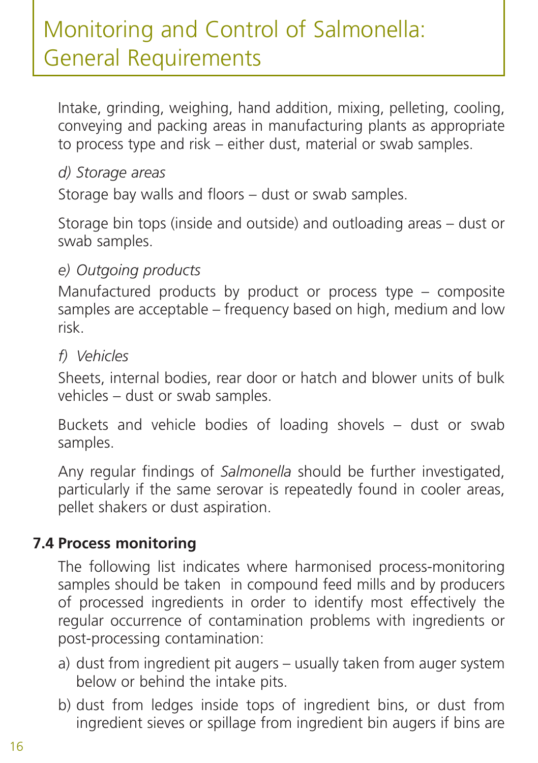Intake, grinding, weighing, hand addition, mixing, pelleting, cooling, conveying and packing areas in manufacturing plants as appropriate to process type and risk – either dust, material or swab samples.

*d) Storage areas*

Storage bay walls and floors – dust or swab samples.

Storage bin tops (inside and outside) and outloading areas – dust or swab samples.

*e) Outgoing products*

Manufactured products by product or process type – composite samples are acceptable – frequency based on high, medium and low risk.

*f) Vehicles*

Sheets, internal bodies, rear door or hatch and blower units of bulk vehicles – dust or swab samples.

Buckets and vehicle bodies of loading shovels – dust or swab samples.

Any regular findings of *Salmonella* should be further investigated, particularly if the same serovar is repeatedly found in cooler areas, pellet shakers or dust aspiration.

### 7.4 Process monitoring

The following list indicates where harmonised process-monitoring samples should be taken in compound feed mills and by producers of processed ingredients in order to identify most effectively the regular occurrence of contamination problems with ingredients or post-processing contamination:

a) dust from ingredient pit augers – usually taken from auger system below or behind the intake pits.

b) dust from ledges inside tops of ingredient bins, or dust from ingredient sieves or spillage from ingredient bin augers if bins are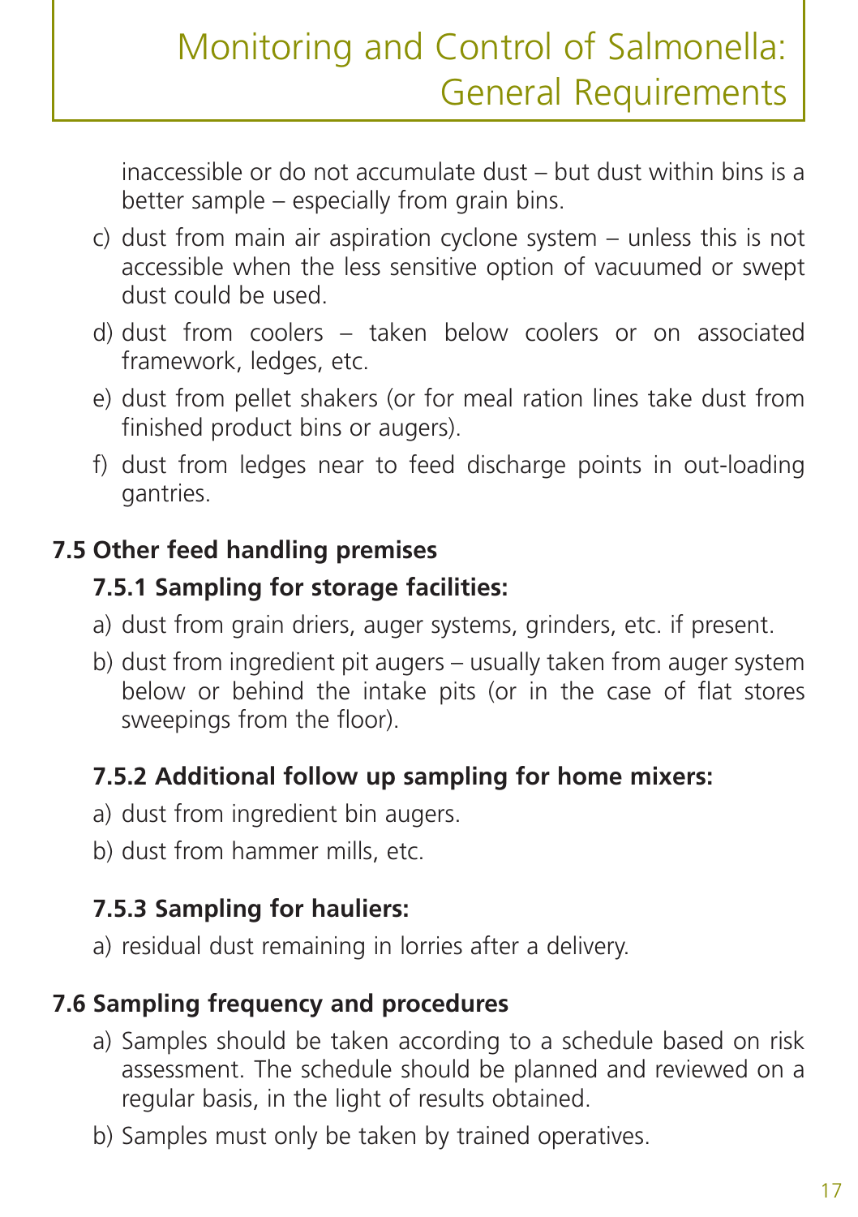inaccessible or do not accumulate dust – but dust within bins is a better sample – especially from grain bins.

c) dust from main air aspiration cyclone system – unless this is not accessible when the less sensitive option of vacuumed or swept dust could be used.

d) dust from coolers – taken below coolers or on associated framework, ledges, etc.

e) dust from pellet shakers (or for meal ration lines take dust from finished product bins or augers).

f) dust from ledges near to feed discharge points in out-loading gantries.

## 7.5 Other feed handling premises

### 7.5.1 Sampling for storage facilities:

a) dust from grain driers, auger systems, grinders, etc. if present.

b) dust from ingredient pit augers – usually taken from auger system below or behind the intake pits (or in the case of flat stores sweepings from the floor).

### 7.5.2 Additional follow up sampling for home mixers:

a) dust from ingredient bin augers.

b) dust from hammer mills, etc.

### 7.5.3 Sampling for hauliers:

a) residual dust remaining in lorries after a delivery.

## 7.6 Sampling frequency and procedures

a) Samples should be taken according to a schedule based on risk assessment. The schedule should be planned and reviewed on a regular basis, in the light of results obtained.

b) Samples must only be taken by trained operatives.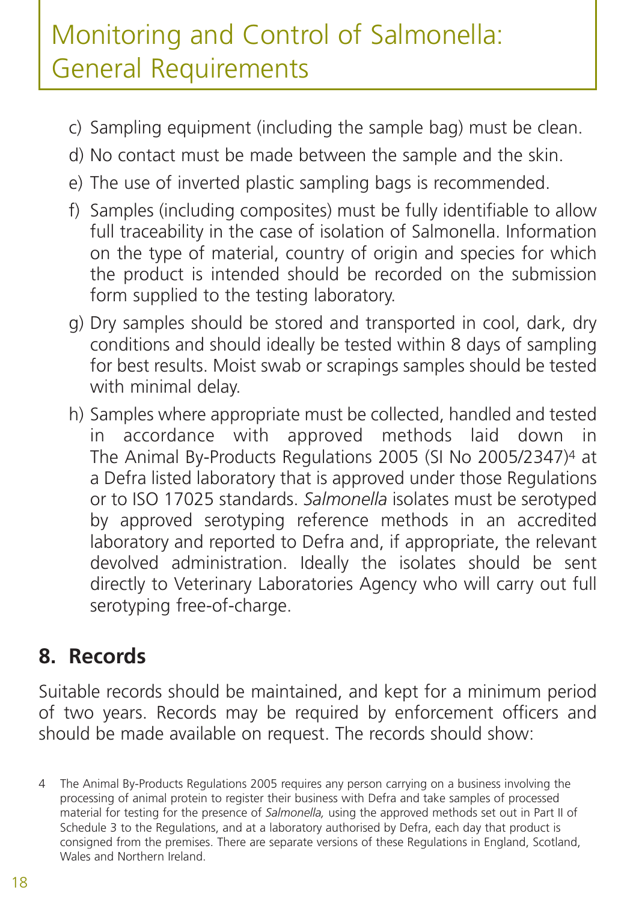c) Sampling equipment (including the sample bag) must be clean.

d) No contact must be made between the sample and the skin.

e) The use of inverted plastic sampling bags is recommended.

f) Samples (including composites) must be fully identifiable to allow full traceability in the case of isolation of Salmonella. Information on the type of material, country of origin and species for which the product is intended should be recorded on the submission form supplied to the testing laboratory.

g) Dry samples should be stored and transported in cool, dark, dry conditions and should ideally be tested within 8 days of sampling for best results. Moist swab or scrapings samples should be tested with minimal delay.

h) Samples where appropriate must be collected, handled and tested in accordance with approved methods laid down in The Animal By-Products Regulations 2005 (SI No 2005/2347)[4] at a Defra listed laboratory that is approved under those Regulations or to ISO 17025 standards. *Salmonella* isolates must be serotyped by approved serotyping reference methods in an accredited laboratory and reported to Defra and, if appropriate, the relevant devolved administration. Ideally the isolates should be sent directly to Veterinary Laboratories Agency who will carry out full serotyping free-of-charge.

## 8. Records

Suitable records should be maintained, and kept for a minimum period of two years. Records may be required by enforcement officers and should be made available on request. The records should show:

[4] The Animal By-Products Regulations 2005 requires any person carrying on a business involving the processing of animal protein to register their business with Defra and take samples of processed material for testing for the presence of *Salmonella,* using the approved methods set out in Part II of Schedule 3 to the Regulations, and at a laboratory authorised by Defra, each day that product is consigned from the premises. There are separate versions of these Regulations in England, Scotland, Wales and Northern Ireland.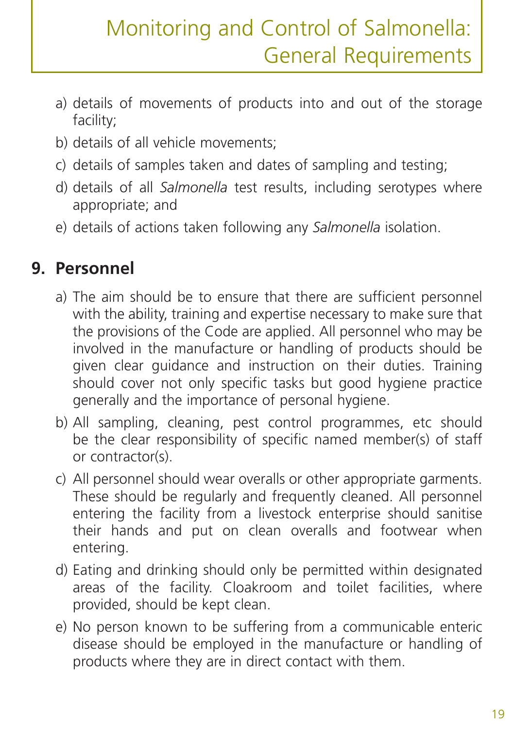a) details of movements of products into and out of the storage facility;
b) details of all vehicle movements;
c) details of samples taken and dates of sampling and testing;
d) details of all *Salmonella* test results, including serotypes where appropriate; and
e) details of actions taken following any *Salmonella* isolation.

## 9. Personnel

a) The aim should be to ensure that there are sufficient personnel with the ability, training and expertise necessary to make sure that the provisions of the Code are applied. All personnel who may be involved in the manufacture or handling of products should be given clear guidance and instruction on their duties. Training should cover not only specific tasks but good hygiene practice generally and the importance of personal hygiene.
b) All sampling, cleaning, pest control programmes, etc should be the clear responsibility of specific named member(s) of staff or contractor(s).
c) All personnel should wear overalls or other appropriate garments. These should be regularly and frequently cleaned. All personnel entering the facility from a livestock enterprise should sanitise their hands and put on clean overalls and footwear when entering.
d) Eating and drinking should only be permitted within designated areas of the facility. Cloakroom and toilet facilities, where provided, should be kept clean.
e) No person known to be suffering from a communicable enteric disease should be employed in the manufacture or handling of products where they are in direct contact with them.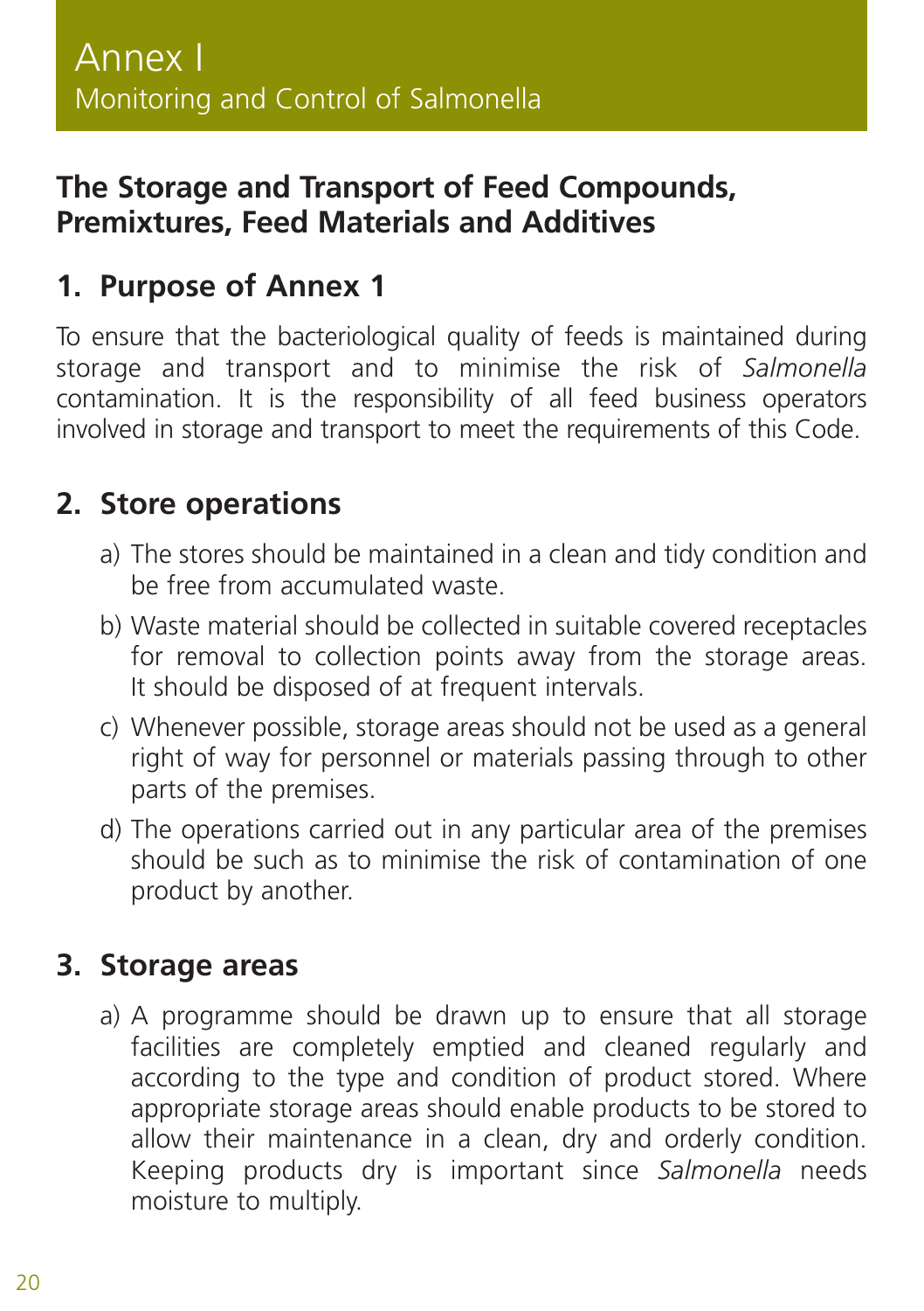# Annex I

Monitoring and Control of Salmonella

## The Storage and Transport of Feed Compounds, Premixtures, Feed Materials and Additives

## 1. Purpose of Annex 1

To ensure that the bacteriological quality of feeds is maintained during storage and transport and to minimise the risk of *Salmonella* contamination. It is the responsibility of all feed business operators involved in storage and transport to meet the requirements of this Code.

## 2. Store operations

a) The stores should be maintained in a clean and tidy condition and be free from accumulated waste.

b) Waste material should be collected in suitable covered receptacles for removal to collection points away from the storage areas. It should be disposed of at frequent intervals.

c) Whenever possible, storage areas should not be used as a general right of way for personnel or materials passing through to other parts of the premises.

d) The operations carried out in any particular area of the premises should be such as to minimise the risk of contamination of one product by another.

## 3. Storage areas

a) A programme should be drawn up to ensure that all storage facilities are completely emptied and cleaned regularly and according to the type and condition of product stored. Where appropriate storage areas should enable products to be stored to allow their maintenance in a clean, dry and orderly condition. Keeping products dry is important since *Salmonella* needs moisture to multiply.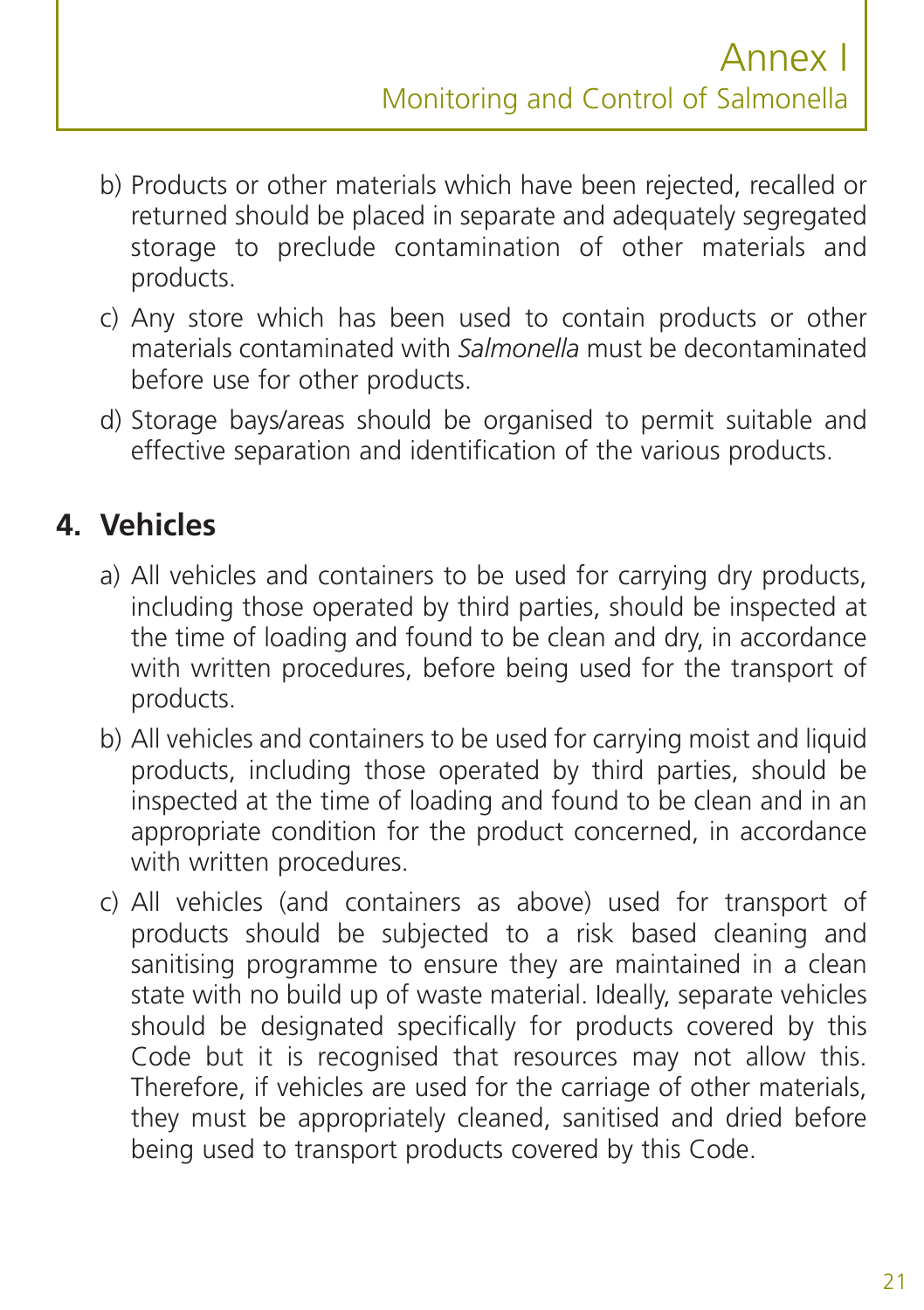b) Products or other materials which have been rejected, recalled or returned should be placed in separate and adequately segregated storage to preclude contamination of other materials and products.

c) Any store which has been used to contain products or other materials contaminated with *Salmonella* must be decontaminated before use for other products.

d) Storage bays/areas should be organised to permit suitable and effective separation and identification of the various products.

## 4. Vehicles

a) All vehicles and containers to be used for carrying dry products, including those operated by third parties, should be inspected at the time of loading and found to be clean and dry, in accordance with written procedures, before being used for the transport of products.

b) All vehicles and containers to be used for carrying moist and liquid products, including those operated by third parties, should be inspected at the time of loading and found to be clean and in an appropriate condition for the product concerned, in accordance with written procedures.

c) All vehicles (and containers as above) used for transport of products should be subjected to a risk based cleaning and sanitising programme to ensure they are maintained in a clean state with no build up of waste material. Ideally, separate vehicles should be designated specifically for products covered by this Code but it is recognised that resources may not allow this. Therefore, if vehicles are used for the carriage of other materials, they must be appropriately cleaned, sanitised and dried before being used to transport products covered by this Code.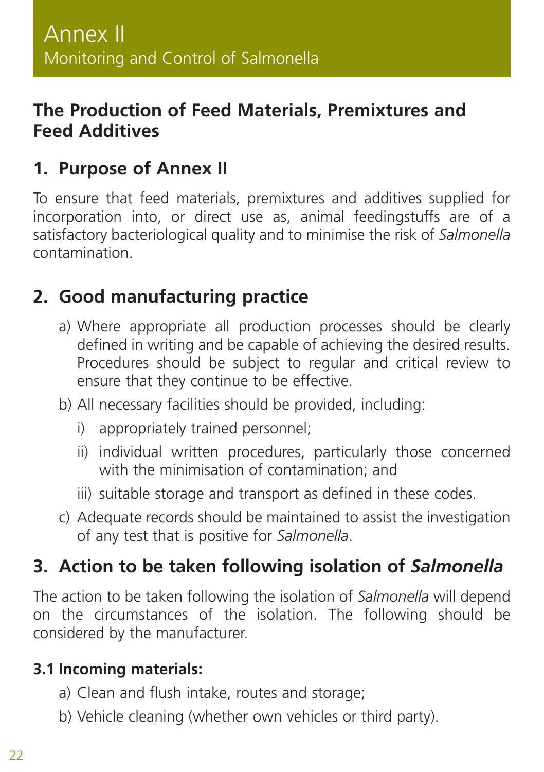# Annex II
## Monitoring and Control of Salmonella

## The Production of Feed Materials, Premixtures and Feed Additives

## 1. Purpose of Annex II

To ensure that feed materials, premixtures and additives supplied for incorporation into, or direct use as, animal feedingstuffs are of a satisfactory bacteriological quality and to minimise the risk of *Salmonella* contamination.

## 2. Good manufacturing practice

a) Where appropriate all production processes should be clearly defined in writing and be capable of achieving the desired results. Procedures should be subject to regular and critical review to ensure that they continue to be effective.

b) All necessary facilities should be provided, including:

   i) appropriately trained personnel;

   ii) individual written procedures, particularly those concerned with the minimisation of contamination; and

   iii) suitable storage and transport as defined in these codes.

c) Adequate records should be maintained to assist the investigation of any test that is positive for *Salmonella*.

## 3. Action to be taken following isolation of *Salmonella*

The action to be taken following the isolation of *Salmonella* will depend on the circumstances of the isolation. The following should be considered by the manufacturer.

### 3.1 Incoming materials:

a) Clean and flush intake, routes and storage;

b) Vehicle cleaning (whether own vehicles or third party).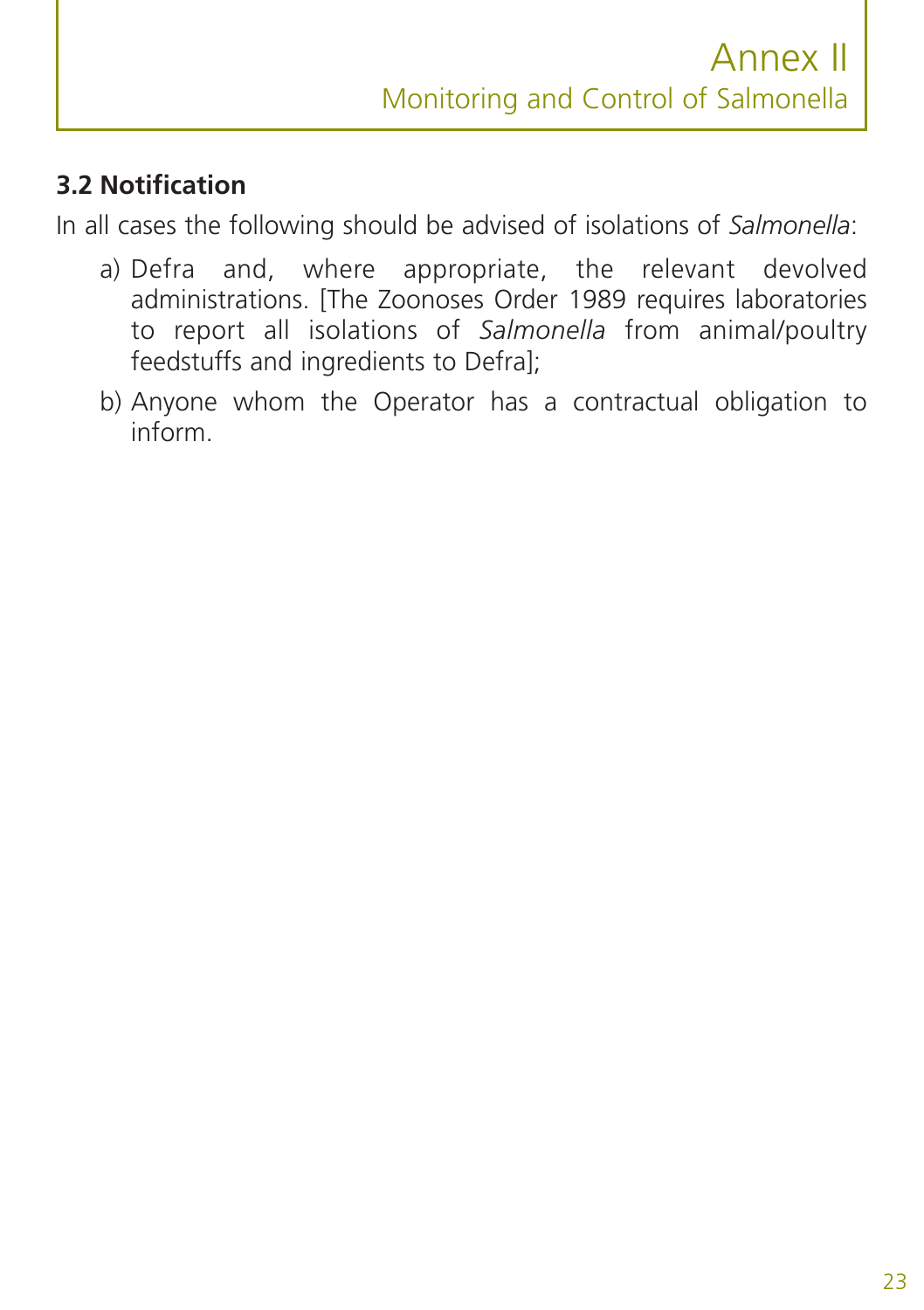### 3.2 Notification

In all cases the following should be advised of isolations of *Salmonella*:

a) Defra and, where appropriate, the relevant devolved administrations. [The Zoonoses Order 1989 requires laboratories to report all isolations of *Salmonella* from animal/poultry feedstuffs and ingredients to Defra];

b) Anyone whom the Operator has a contractual obligation to inform.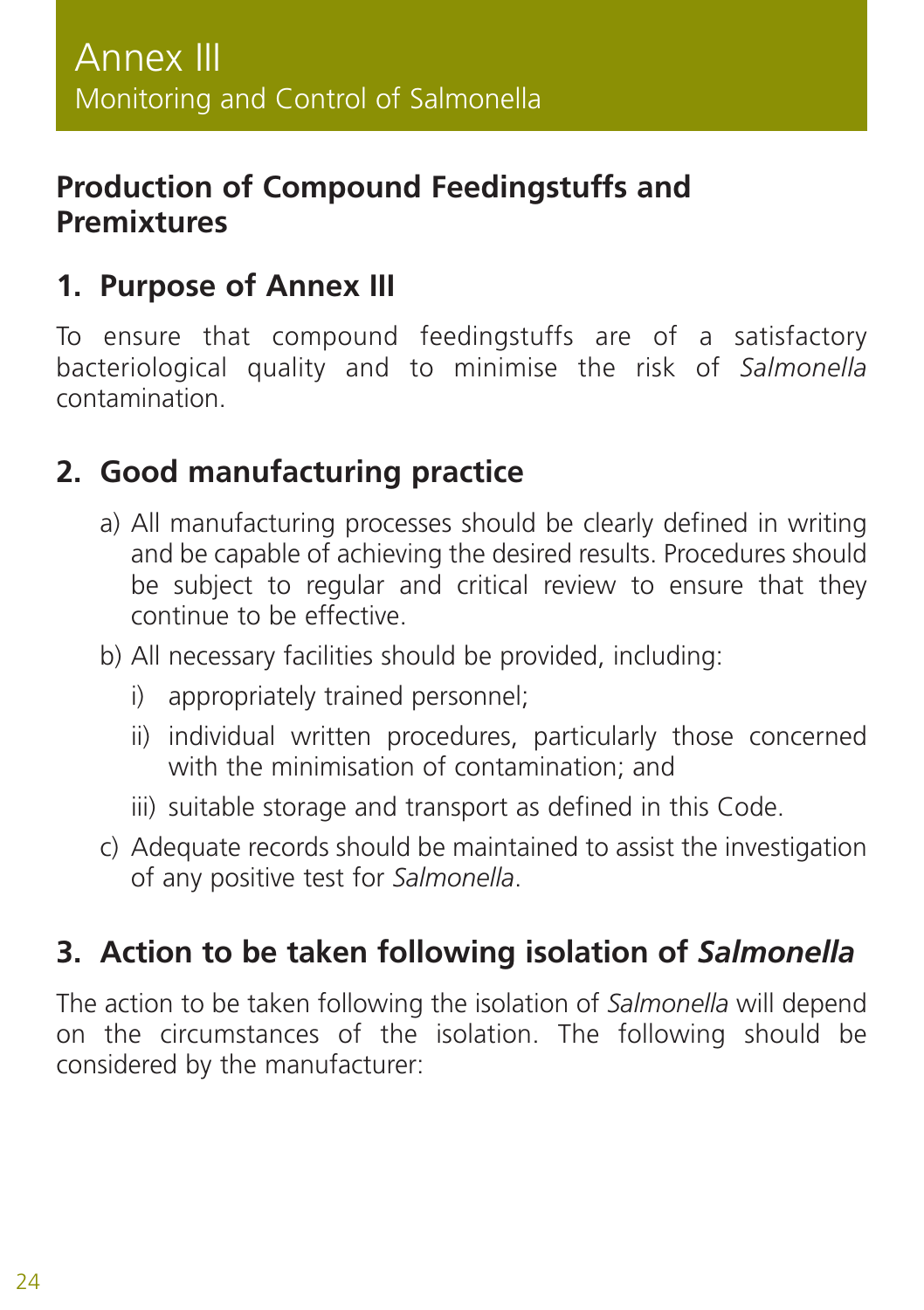# Annex III

Monitoring and Control of Salmonella

## Production of Compound Feedingstuffs and Premixtures

## 1. Purpose of Annex III

To ensure that compound feedingstuffs are of a satisfactory bacteriological quality and to minimise the risk of *Salmonella* contamination.

## 2. Good manufacturing practice

a) All manufacturing processes should be clearly defined in writing and be capable of achieving the desired results. Procedures should be subject to regular and critical review to ensure that they continue to be effective.

b) All necessary facilities should be provided, including:

   i) appropriately trained personnel;

   ii) individual written procedures, particularly those concerned with the minimisation of contamination; and

   iii) suitable storage and transport as defined in this Code.

c) Adequate records should be maintained to assist the investigation of any positive test for *Salmonella*.

## 3. Action to be taken following isolation of *Salmonella*

The action to be taken following the isolation of *Salmonella* will depend on the circumstances of the isolation. The following should be considered by the manufacturer: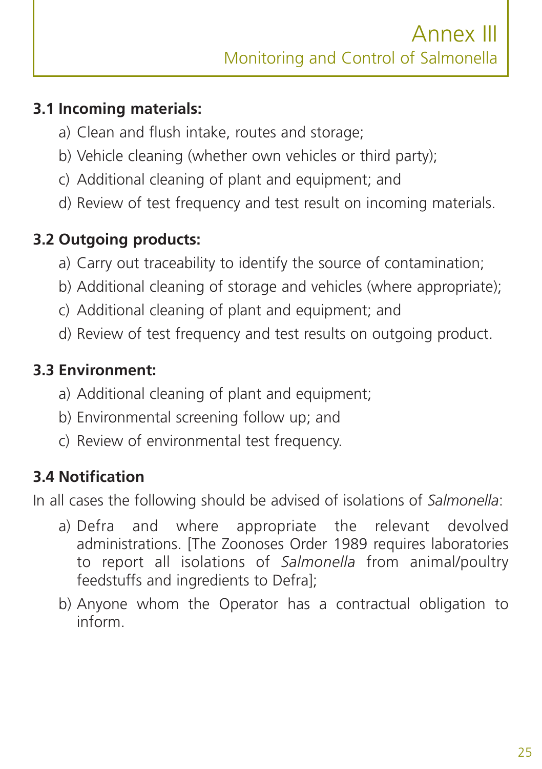### 3.1 Incoming materials:

a) Clean and flush intake, routes and storage;

b) Vehicle cleaning (whether own vehicles or third party);

c) Additional cleaning of plant and equipment; and

d) Review of test frequency and test result on incoming materials.

### 3.2 Outgoing products:

a) Carry out traceability to identify the source of contamination;

b) Additional cleaning of storage and vehicles (where appropriate);

c) Additional cleaning of plant and equipment; and

d) Review of test frequency and test results on outgoing product.

### 3.3 Environment:

a) Additional cleaning of plant and equipment;

b) Environmental screening follow up; and

c) Review of environmental test frequency.

### 3.4 Notification

In all cases the following should be advised of isolations of *Salmonella*:

a) Defra and where appropriate the relevant devolved administrations. [The Zoonoses Order 1989 requires laboratories to report all isolations of *Salmonella* from animal/poultry feedstuffs and ingredients to Defra];

b) Anyone whom the Operator has a contractual obligation to inform.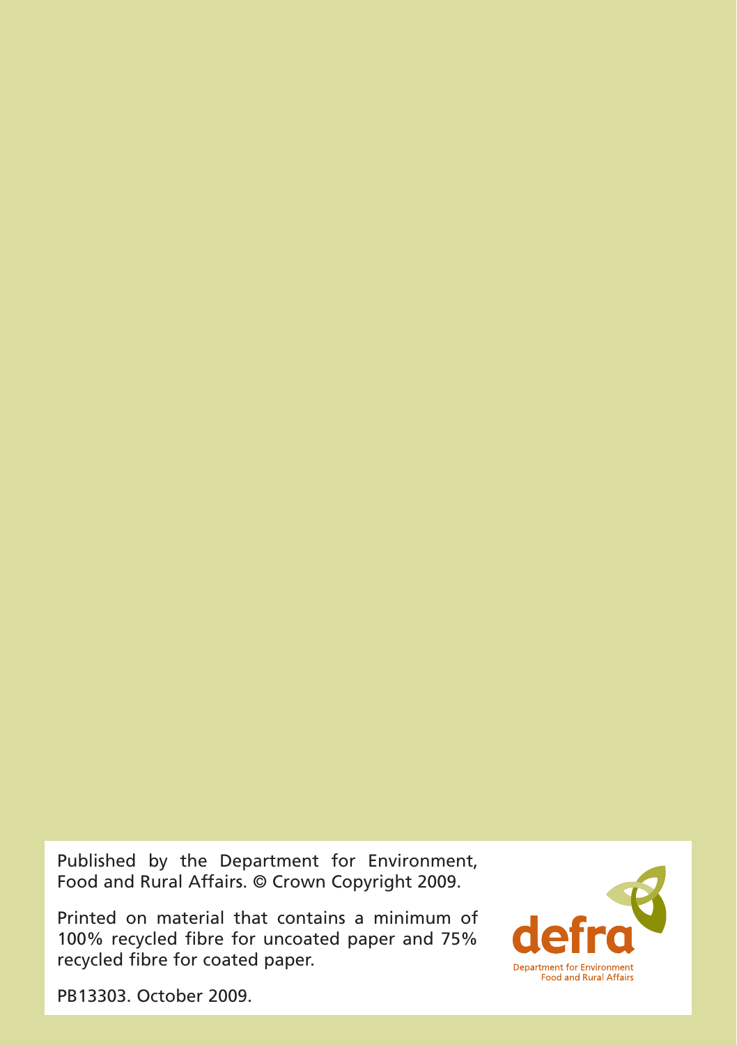Published by the Department for Environment, Food and Rural Affairs. © Crown Copyright 2009.

Printed on material that contains a minimum of 100% recycled fibre for uncoated paper and 75% recycled fibre for coated paper.

PB13303. October 2009.

defra

Department for Environment Food and Rural Affairs